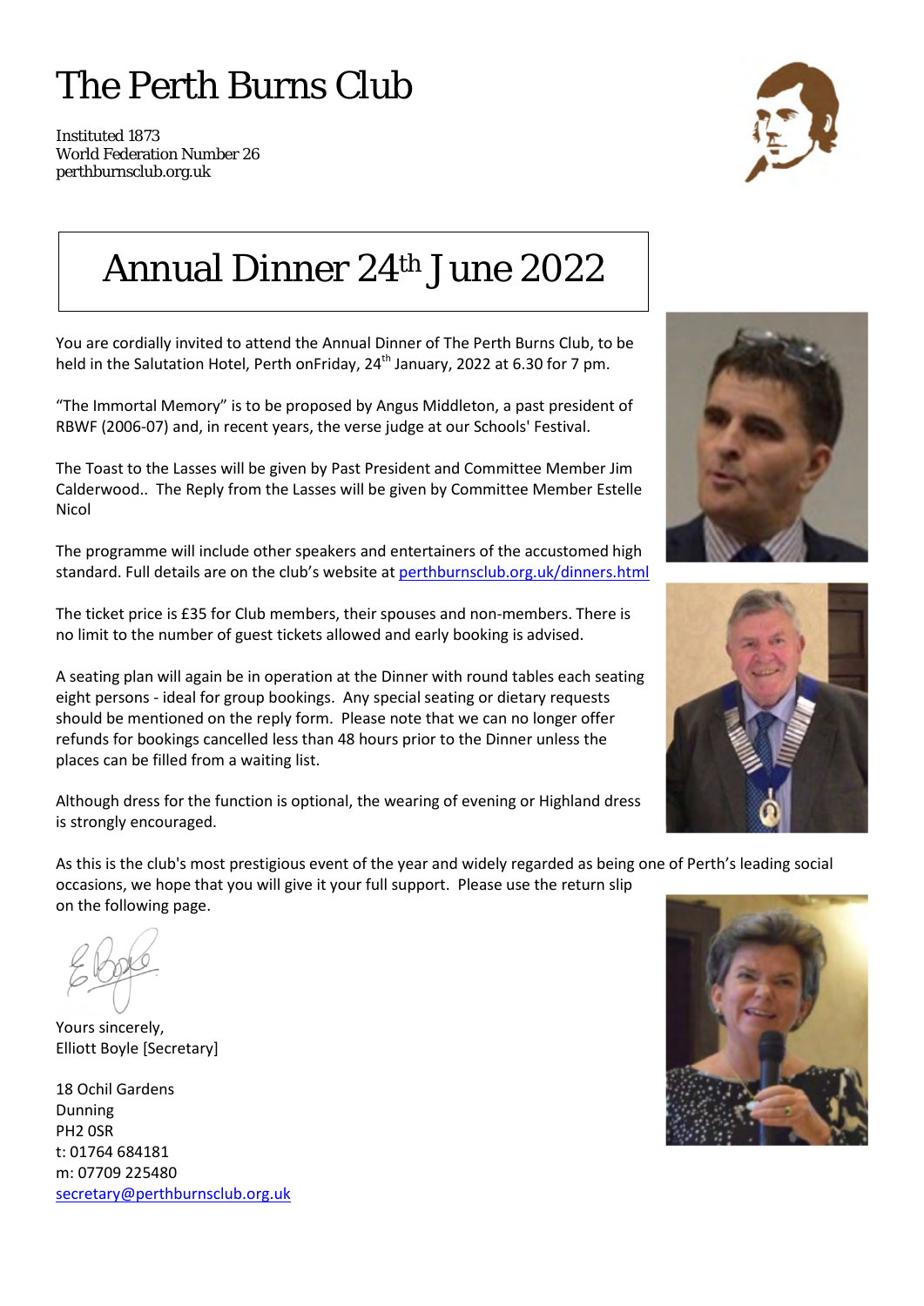# The Perth Burns Club

Instituted 1873
World Federation Number 26
perthburnsclub.org.uk

## Annual Dinner 24th June 2022

You are cordially invited to attend the Annual Dinner of The Perth Burns Club, to be held in the Salutation Hotel, Perth onFriday, 24th January, 2022 at 6.30 for 7 pm.

"The Immortal Memory" is to be proposed by Angus Middleton, a past president of RBWF (2006-07) and, in recent years, the verse judge at our Schools' Festival.

The Toast to the Lasses will be given by Past President and Committee Member Jim Calderwood.. The Reply from the Lasses will be given by Committee Member Estelle Nicol

The programme will include other speakers and entertainers of the accustomed high standard. Full details are on the club's website at [perthburnsclub.org.uk/dinners.html](perthburnsclub.org.uk/dinners.html)

The ticket price is £35 for Club members, their spouses and non-members. There is no limit to the number of guest tickets allowed and early booking is advised.

A seating plan will again be in operation at the Dinner with round tables each seating eight persons - ideal for group bookings. Any special seating or dietary requests should be mentioned on the reply form. Please note that we can no longer offer refunds for bookings cancelled less than 48 hours prior to the Dinner unless the places can be filled from a waiting list.

Although dress for the function is optional, the wearing of evening or Highland dress is strongly encouraged.

As this is the club's most prestigious event of the year and widely regarded as being one of Perth's leading social occasions, we hope that you will give it your full support. Please use the return slip on the following page.

Yours sincerely,
Elliott Boyle [Secretary]

18 Ochil Gardens
Dunning
PH2 0SR
t: 01764 684181
m: 07709 225480
[secretary@perthburnsclub.org.uk](mailto:secretary@perthburnsclub.org.uk)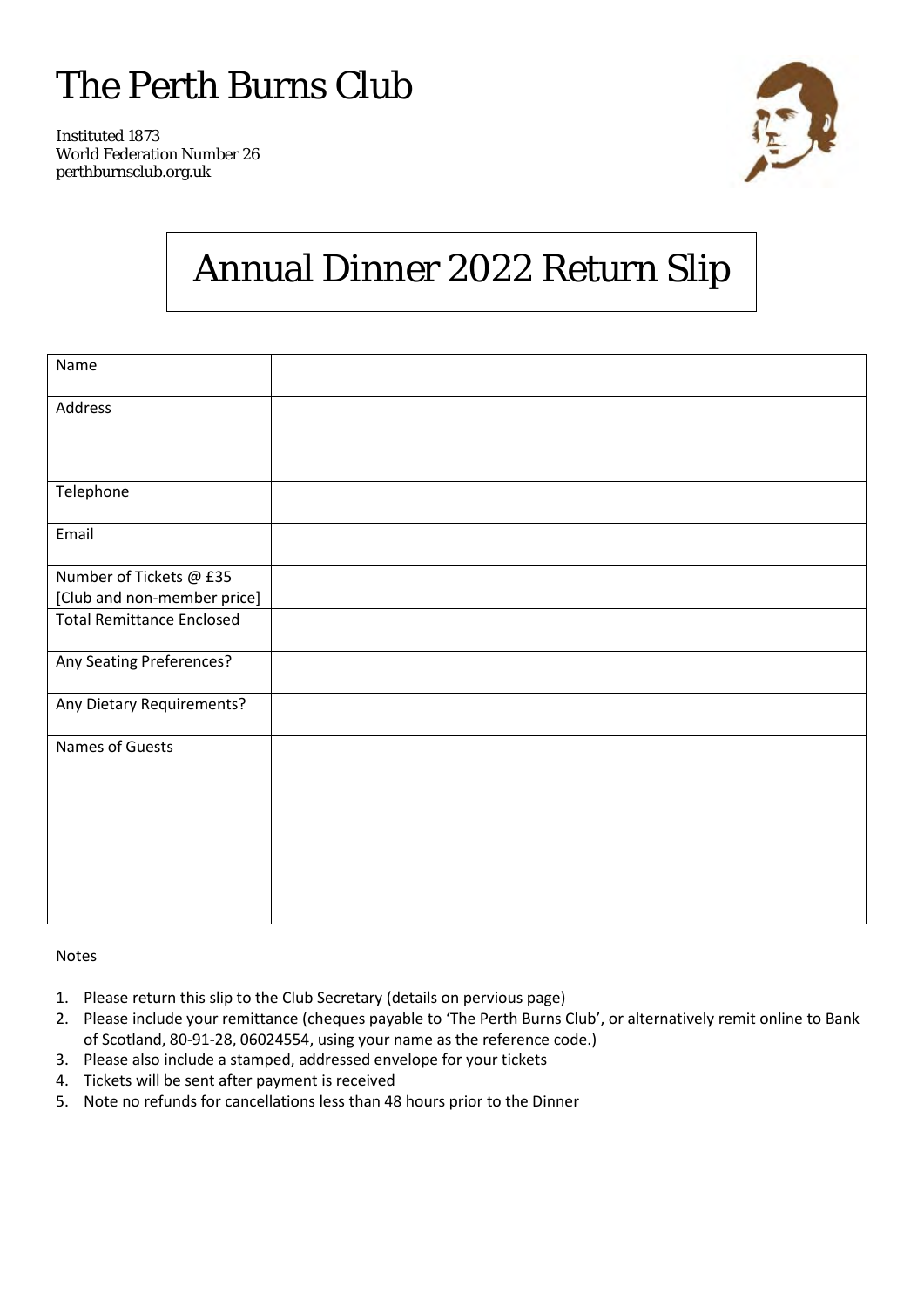# The Perth Burns Club

Instituted 1873
World Federation Number 26
perthburnsclub.org.uk

## Annual Dinner 2022 Return Slip

| | |
|---|---|
| Name | |
| Address | |
| Telephone | |
| Email | |
| Number of Tickets @ £35 [Club and non-member price] | |
| Total Remittance Enclosed | |
| Any Seating Preferences? | |
| Any Dietary Requirements? | |
| Names of Guests | |

Notes

1. Please return this slip to the Club Secretary (details on pervious page)
2. Please include your remittance (cheques payable to 'The Perth Burns Club', or alternatively remit online to Bank of Scotland, 80-91-28, 06024554, using your name as the reference code.)
3. Please also include a stamped, addressed envelope for your tickets
4. Tickets will be sent after payment is received
5. Note no refunds for cancellations less than 48 hours prior to the Dinner